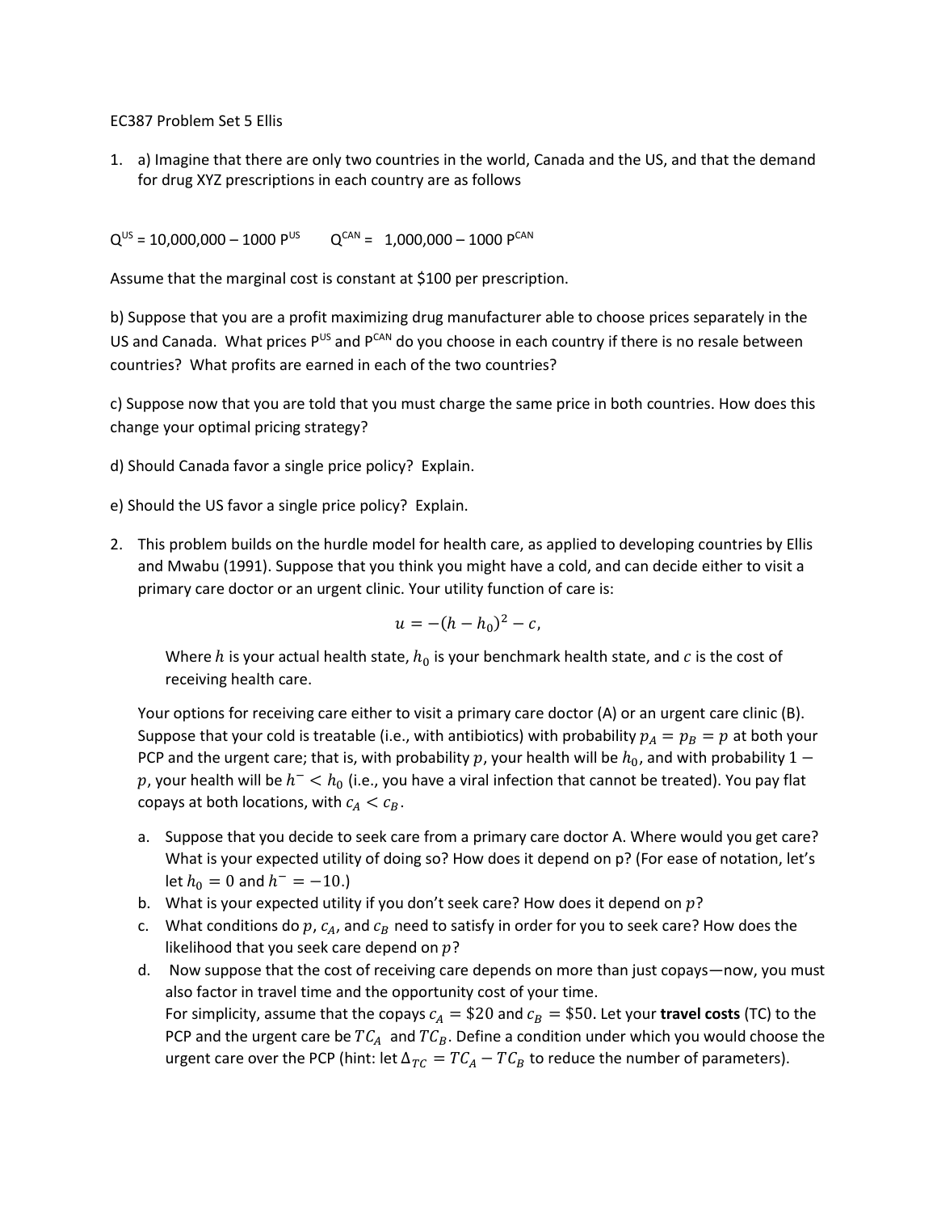EC387 Problem Set 5 Ellis

1. a) Imagine that there are only two countries in the world, Canada and the US, and that the demand for drug XYZ prescriptions in each country are as follows

$Q^{US} = 10{,}000{,}000 - 1000\ P^{US}$ $\qquad Q^{CAN} = 1{,}000{,}000 - 1000\ P^{CAN}$

Assume that the marginal cost is constant at \$100 per prescription.

b) Suppose that you are a profit maximizing drug manufacturer able to choose prices separately in the US and Canada. What prices $P^{US}$ and $P^{CAN}$ do you choose in each country if there is no resale between countries? What profits are earned in each of the two countries?

c) Suppose now that you are told that you must charge the same price in both countries. How does this change your optimal pricing strategy?

d) Should Canada favor a single price policy? Explain.

e) Should the US favor a single price policy? Explain.

2. This problem builds on the hurdle model for health care, as applied to developing countries by Ellis and Mwabu (1991). Suppose that you think you might have a cold, and can decide either to visit a primary care doctor or an urgent clinic. Your utility function of care is:

$$u = -(h - h_0)^2 - c,$$

Where $h$ is your actual health state, $h_0$ is your benchmark health state, and $c$ is the cost of receiving health care.

Your options for receiving care either to visit a primary care doctor (A) or an urgent care clinic (B). Suppose that your cold is treatable (i.e., with antibiotics) with probability $p_A = p_B = p$ at both your PCP and the urgent care; that is, with probability $p$, your health will be $h_0$, and with probability $1 - p$, your health will be $h^- < h_0$ (i.e., you have a viral infection that cannot be treated). You pay flat copays at both locations, with $c_A < c_B$.

a. Suppose that you decide to seek care from a primary care doctor A. Where would you get care? What is your expected utility of doing so? How does it depend on p? (For ease of notation, let's let $h_0 = 0$ and $h^- = -10$.)

b. What is your expected utility if you don't seek care? How does it depend on $p$?

c. What conditions do $p$, $c_A$, and $c_B$ need to satisfy in order for you to seek care? How does the likelihood that you seek care depend on $p$?

d. Now suppose that the cost of receiving care depends on more than just copays—now, you must also factor in travel time and the opportunity cost of your time.
For simplicity, assume that the copays $c_A = \$20$ and $c_B = \$50$. Let your **travel costs** (TC) to the PCP and the urgent care be $TC_A$ and $TC_B$. Define a condition under which you would choose the urgent care over the PCP (hint: let $\Delta_{TC} = TC_A - TC_B$ to reduce the number of parameters).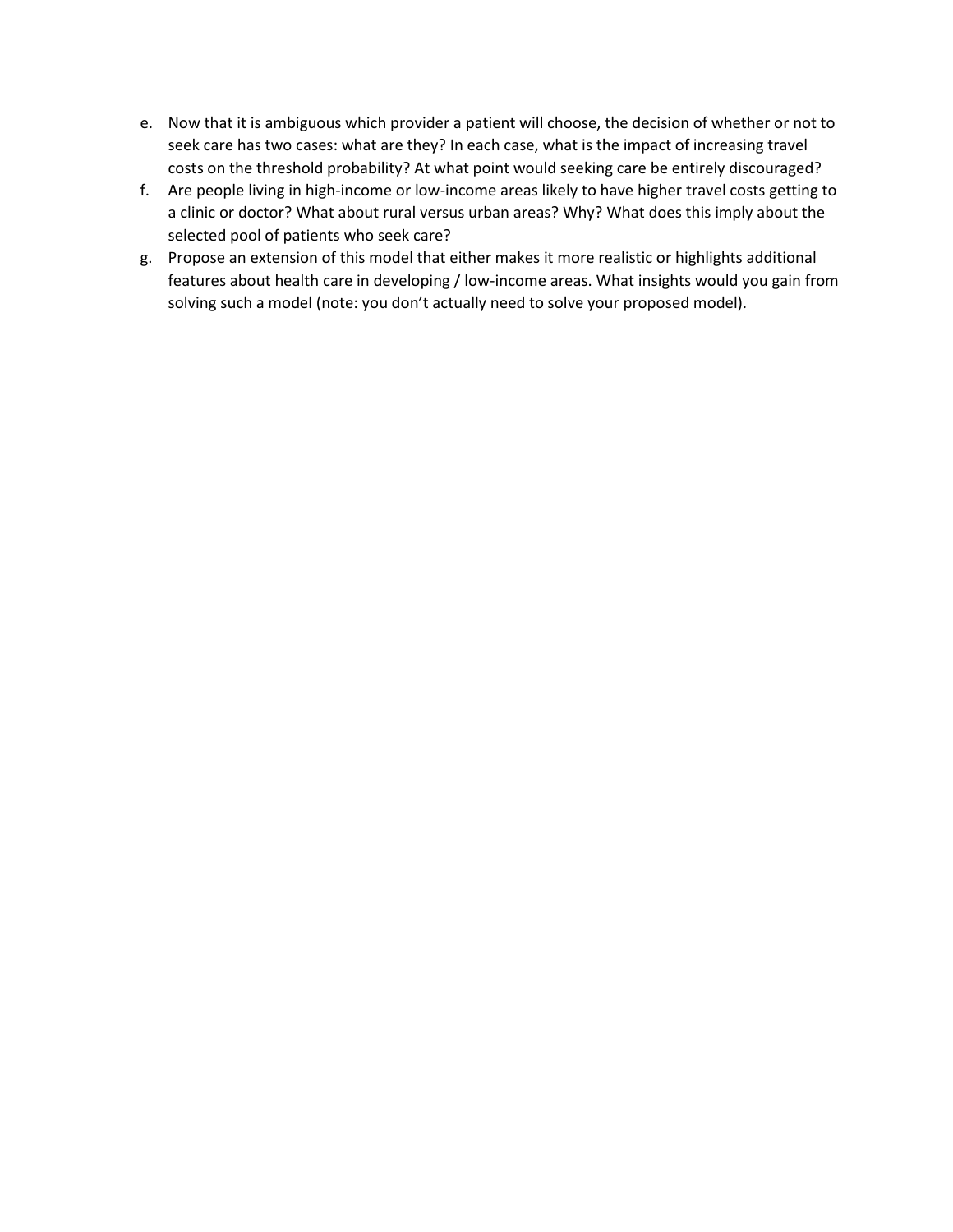e. Now that it is ambiguous which provider a patient will choose, the decision of whether or not to seek care has two cases: what are they? In each case, what is the impact of increasing travel costs on the threshold probability? At what point would seeking care be entirely discouraged?

f. Are people living in high-income or low-income areas likely to have higher travel costs getting to a clinic or doctor? What about rural versus urban areas? Why? What does this imply about the selected pool of patients who seek care?

g. Propose an extension of this model that either makes it more realistic or highlights additional features about health care in developing / low-income areas. What insights would you gain from solving such a model (note: you don't actually need to solve your proposed model).